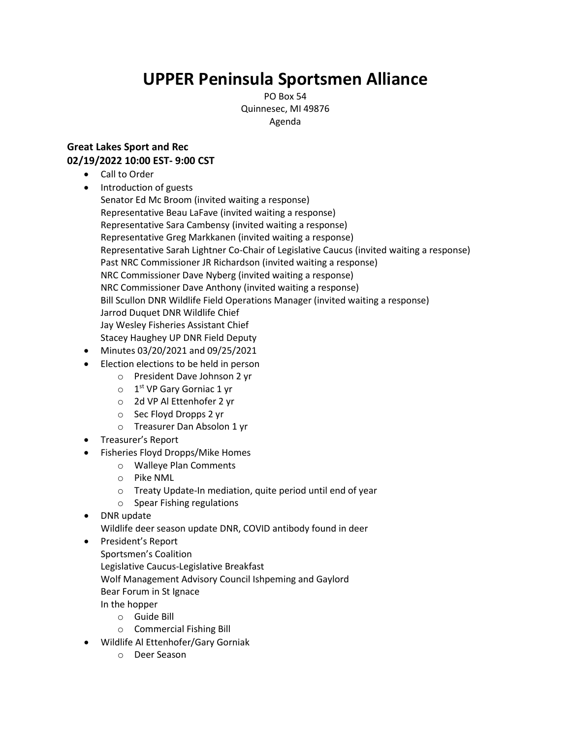# UPPER Peninsula Sportsmen Alliance

PO Box 54
Quinnesec, MI 49876
Agenda

**Great Lakes Sport and Rec**
**02/19/2022 10:00 EST- 9:00 CST**

- Call to Order
- Introduction of guests
  Senator Ed Mc Broom (invited waiting a response)
  Representative Beau LaFave (invited waiting a response)
  Representative Sara Cambensy (invited waiting a response)
  Representative Greg Markkanen (invited waiting a response)
  Representative Sarah Lightner Co-Chair of Legislative Caucus (invited waiting a response)
  Past NRC Commissioner JR Richardson (invited waiting a response)
  NRC Commissioner Dave Nyberg (invited waiting a response)
  NRC Commissioner Dave Anthony (invited waiting a response)
  Bill Scullon DNR Wildlife Field Operations Manager (invited waiting a response)
  Jarrod Duquet DNR Wildlife Chief
  Jay Wesley Fisheries Assistant Chief
  Stacey Haughey UP DNR Field Deputy
- Minutes 03/20/2021 and 09/25/2021
- Election elections to be held in person
  - President Dave Johnson 2 yr
  - 1st VP Gary Gorniac 1 yr
  - 2d VP Al Ettenhofer 2 yr
  - Sec Floyd Dropps 2 yr
  - Treasurer Dan Absolon 1 yr
- Treasurer's Report
- Fisheries Floyd Dropps/Mike Homes
  - Walleye Plan Comments
  - Pike NML
  - Treaty Update-In mediation, quite period until end of year
  - Spear Fishing regulations
- DNR update
  Wildlife deer season update DNR, COVID antibody found in deer
- President's Report
  Sportsmen's Coalition
  Legislative Caucus-Legislative Breakfast
  Wolf Management Advisory Council Ishpeming and Gaylord
  Bear Forum in St Ignace
  In the hopper
  - Guide Bill
  - Commercial Fishing Bill
- Wildlife Al Ettenhofer/Gary Gorniak
  - Deer Season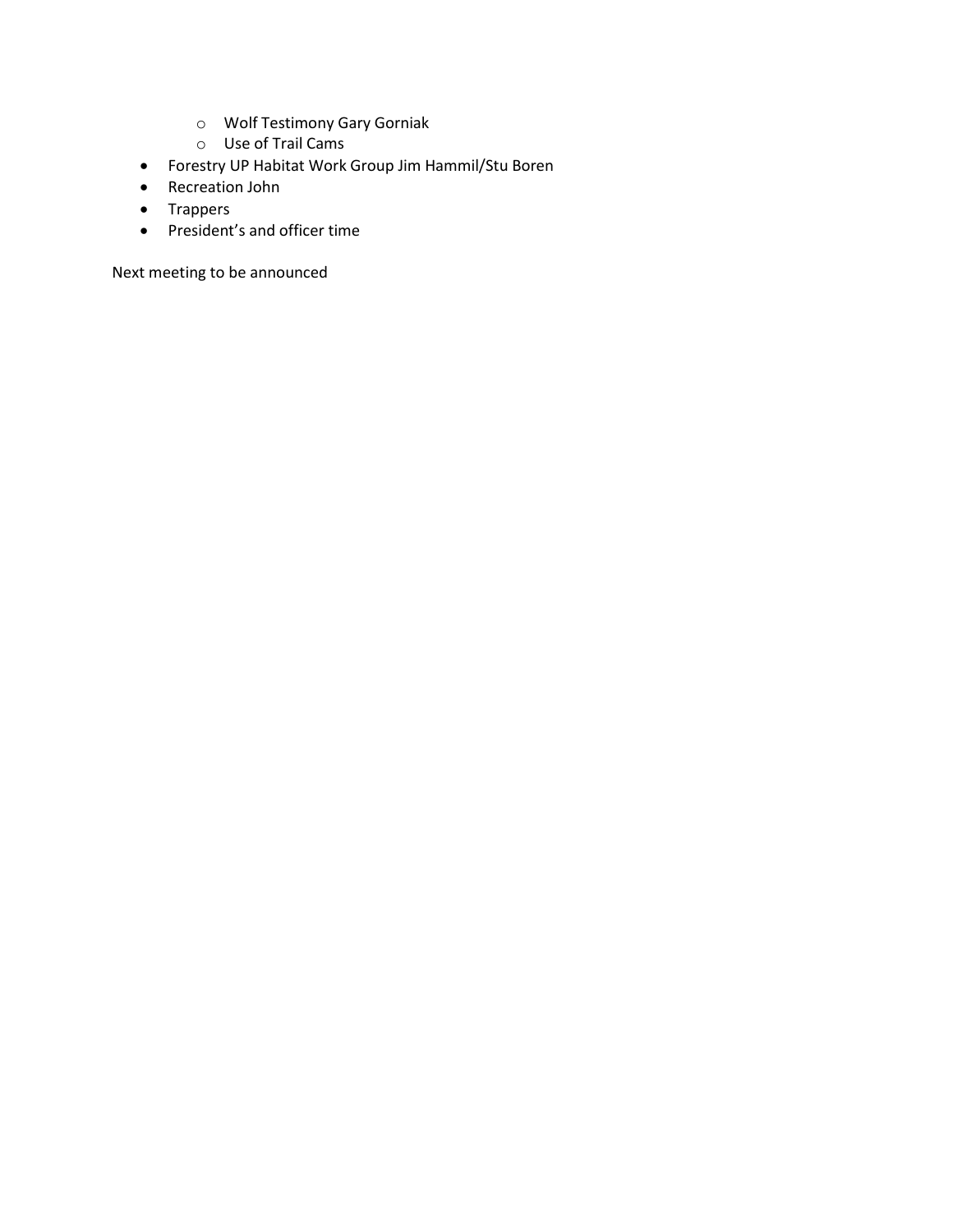- Wolf Testimony Gary Gorniak
  - Use of Trail Cams
- Forestry UP Habitat Work Group Jim Hammil/Stu Boren
- Recreation John
- Trappers
- President's and officer time

Next meeting to be announced